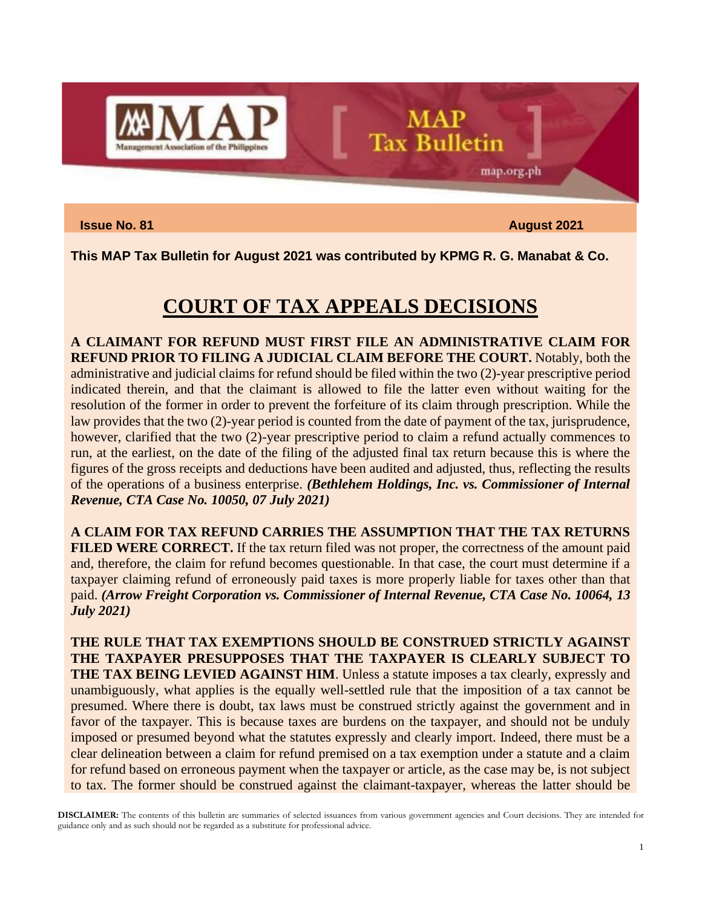**Issue No. 81** **August 2021**

**This MAP Tax Bulletin for August 2021 was contributed by KPMG R. G. Manabat & Co.**

# COURT OF TAX APPEALS DECISIONS

**A CLAIMANT FOR REFUND MUST FIRST FILE AN ADMINISTRATIVE CLAIM FOR REFUND PRIOR TO FILING A JUDICIAL CLAIM BEFORE THE COURT.** Notably, both the administrative and judicial claims for refund should be filed within the two (2)-year prescriptive period indicated therein, and that the claimant is allowed to file the latter even without waiting for the resolution of the former in order to prevent the forfeiture of its claim through prescription. While the law provides that the two (2)-year period is counted from the date of payment of the tax, jurisprudence, however, clarified that the two (2)-year prescriptive period to claim a refund actually commences to run, at the earliest, on the date of the filing of the adjusted final tax return because this is where the figures of the gross receipts and deductions have been audited and adjusted, thus, reflecting the results of the operations of a business enterprise. ***(Bethlehem Holdings, Inc. vs. Commissioner of Internal Revenue, CTA Case No. 10050, 07 July 2021)***

**A CLAIM FOR TAX REFUND CARRIES THE ASSUMPTION THAT THE TAX RETURNS FILED WERE CORRECT.** If the tax return filed was not proper, the correctness of the amount paid and, therefore, the claim for refund becomes questionable. In that case, the court must determine if a taxpayer claiming refund of erroneously paid taxes is more properly liable for taxes other than that paid. ***(Arrow Freight Corporation vs. Commissioner of Internal Revenue, CTA Case No. 10064, 13 July 2021)***

**THE RULE THAT TAX EXEMPTIONS SHOULD BE CONSTRUED STRICTLY AGAINST THE TAXPAYER PRESUPPOSES THAT THE TAXPAYER IS CLEARLY SUBJECT TO THE TAX BEING LEVIED AGAINST HIM**. Unless a statute imposes a tax clearly, expressly and unambiguously, what applies is the equally well-settled rule that the imposition of a tax cannot be presumed. Where there is doubt, tax laws must be construed strictly against the government and in favor of the taxpayer. This is because taxes are burdens on the taxpayer, and should not be unduly imposed or presumed beyond what the statutes expressly and clearly import. Indeed, there must be a clear delineation between a claim for refund premised on a tax exemption under a statute and a claim for refund based on erroneous payment when the taxpayer or article, as the case may be, is not subject to tax. The former should be construed against the claimant-taxpayer, whereas the latter should be

**DISCLAIMER:** The contents of this bulletin are summaries of selected issuances from various government agencies and Court decisions. They are intended for guidance only and as such should not be regarded as a substitute for professional advice.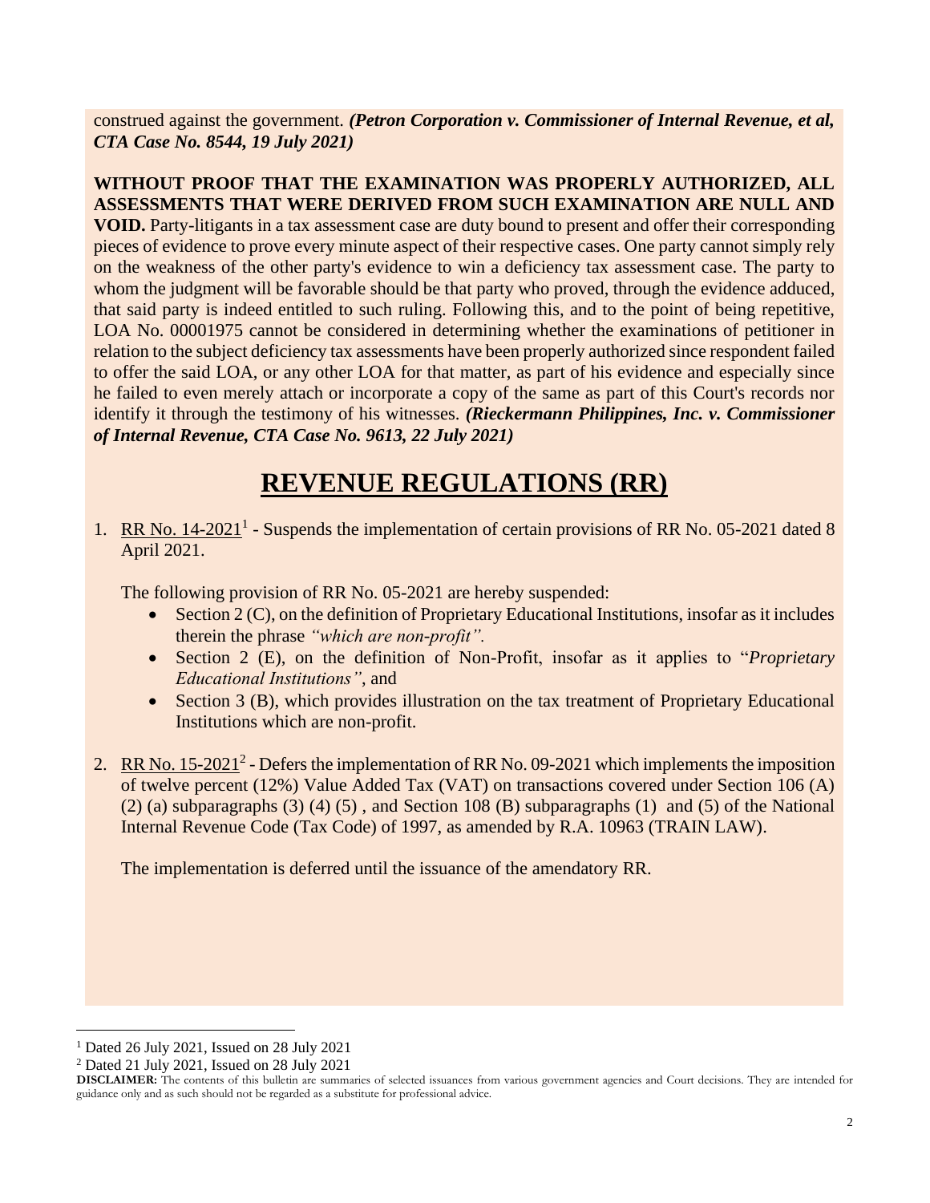construed against the government. ***(Petron Corporation v. Commissioner of Internal Revenue, et al, CTA Case No. 8544, 19 July 2021)***

**WITHOUT PROOF THAT THE EXAMINATION WAS PROPERLY AUTHORIZED, ALL ASSESSMENTS THAT WERE DERIVED FROM SUCH EXAMINATION ARE NULL AND VOID.** Party-litigants in a tax assessment case are duty bound to present and offer their corresponding pieces of evidence to prove every minute aspect of their respective cases. One party cannot simply rely on the weakness of the other party's evidence to win a deficiency tax assessment case. The party to whom the judgment will be favorable should be that party who proved, through the evidence adduced, that said party is indeed entitled to such ruling. Following this, and to the point of being repetitive, LOA No. 00001975 cannot be considered in determining whether the examinations of petitioner in relation to the subject deficiency tax assessments have been properly authorized since respondent failed to offer the said LOA, or any other LOA for that matter, as part of his evidence and especially since he failed to even merely attach or incorporate a copy of the same as part of this Court's records nor identify it through the testimony of his witnesses. ***(Rieckermann Philippines, Inc. v. Commissioner of Internal Revenue, CTA Case No. 9613, 22 July 2021)***

# REVENUE REGULATIONS (RR)

1. RR No. 14-2021[1] - Suspends the implementation of certain provisions of RR No. 05-2021 dated 8 April 2021.

   The following provision of RR No. 05-2021 are hereby suspended:
   - Section 2 (C), on the definition of Proprietary Educational Institutions, insofar as it includes therein the phrase *"which are non-profit".*
   - Section 2 (E), on the definition of Non-Profit, insofar as it applies to "*Proprietary Educational Institutions"*, and
   - Section 3 (B), which provides illustration on the tax treatment of Proprietary Educational Institutions which are non-profit.

2. RR No. 15-2021[2] - Defers the implementation of RR No. 09-2021 which implements the imposition of twelve percent (12%) Value Added Tax (VAT) on transactions covered under Section 106 (A) (2) (a) subparagraphs (3) (4) (5) , and Section 108 (B) subparagraphs (1) and (5) of the National Internal Revenue Code (Tax Code) of 1997, as amended by R.A. 10963 (TRAIN LAW).

   The implementation is deferred until the issuance of the amendatory RR.

---

[1] Dated 26 July 2021, Issued on 28 July 2021

[2] Dated 21 July 2021, Issued on 28 July 2021

**DISCLAIMER:** The contents of this bulletin are summaries of selected issuances from various government agencies and Court decisions. They are intended for guidance only and as such should not be regarded as a substitute for professional advice.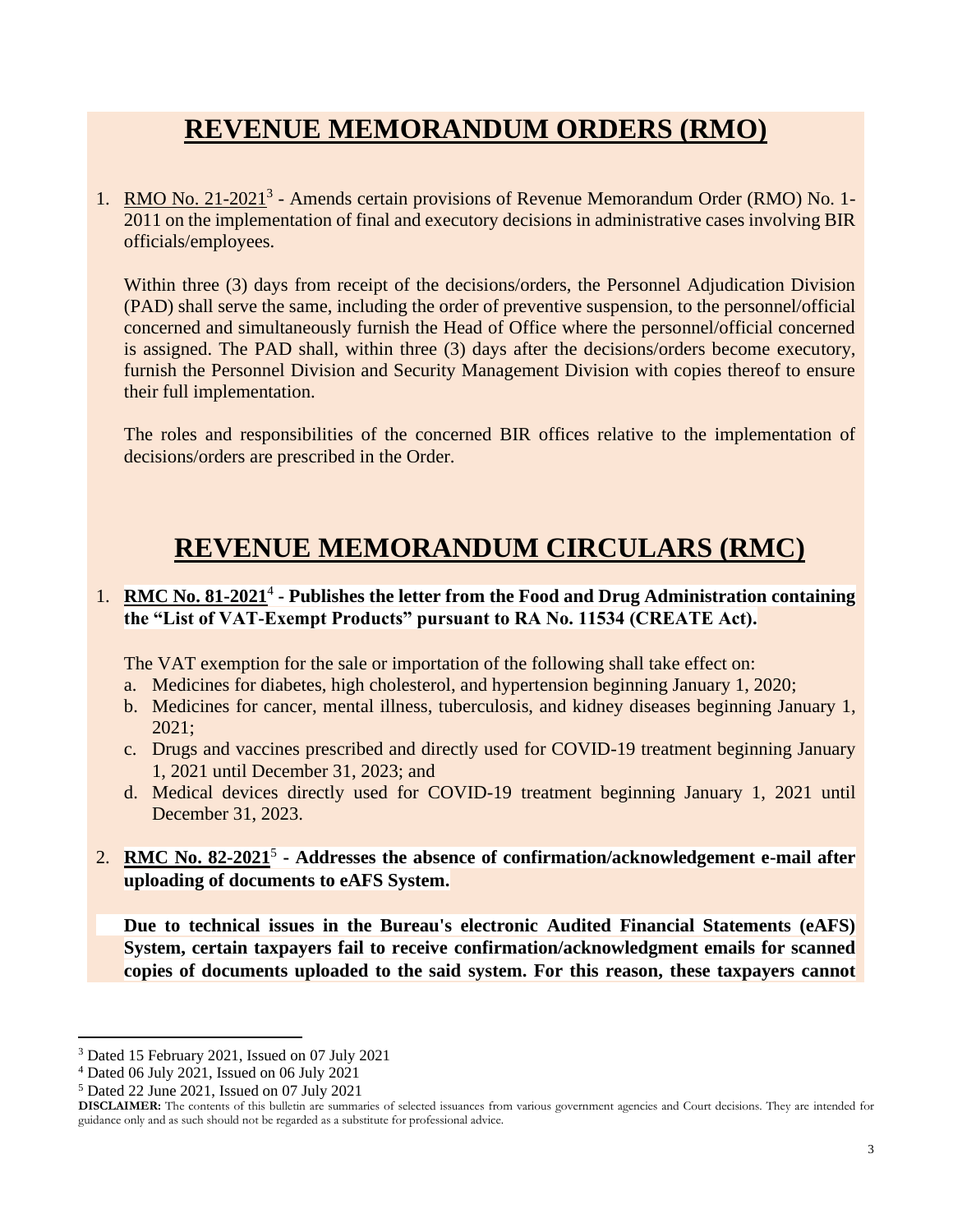# **REVENUE MEMORANDUM ORDERS (RMO)**

1. RMO No. 21-2021[3] - Amends certain provisions of Revenue Memorandum Order (RMO) No. 1-2011 on the implementation of final and executory decisions in administrative cases involving BIR officials/employees.

   Within three (3) days from receipt of the decisions/orders, the Personnel Adjudication Division (PAD) shall serve the same, including the order of preventive suspension, to the personnel/official concerned and simultaneously furnish the Head of Office where the personnel/official concerned is assigned. The PAD shall, within three (3) days after the decisions/orders become executory, furnish the Personnel Division and Security Management Division with copies thereof to ensure their full implementation.

   The roles and responsibilities of the concerned BIR offices relative to the implementation of decisions/orders are prescribed in the Order.

# **REVENUE MEMORANDUM CIRCULARS (RMC)**

1. **RMC No. 81-2021[4] - Publishes the letter from the Food and Drug Administration containing the "List of VAT-Exempt Products" pursuant to RA No. 11534 (CREATE Act).**

   The VAT exemption for the sale or importation of the following shall take effect on:
   a. Medicines for diabetes, high cholesterol, and hypertension beginning January 1, 2020;
   b. Medicines for cancer, mental illness, tuberculosis, and kidney diseases beginning January 1, 2021;
   c. Drugs and vaccines prescribed and directly used for COVID-19 treatment beginning January 1, 2021 until December 31, 2023; and
   d. Medical devices directly used for COVID-19 treatment beginning January 1, 2021 until December 31, 2023.

2. **RMC No. 82-2021[5] - Addresses the absence of confirmation/acknowledgement e-mail after uploading of documents to eAFS System.**

   **Due to technical issues in the Bureau's electronic Audited Financial Statements (eAFS) System, certain taxpayers fail to receive confirmation/acknowledgment emails for scanned copies of documents uploaded to the said system. For this reason, these taxpayers cannot**

---

[3] Dated 15 February 2021, Issued on 07 July 2021

[4] Dated 06 July 2021, Issued on 06 July 2021

[5] Dated 22 June 2021, Issued on 07 July 2021

**DISCLAIMER:** The contents of this bulletin are summaries of selected issuances from various government agencies and Court decisions. They are intended for guidance only and as such should not be regarded as a substitute for professional advice.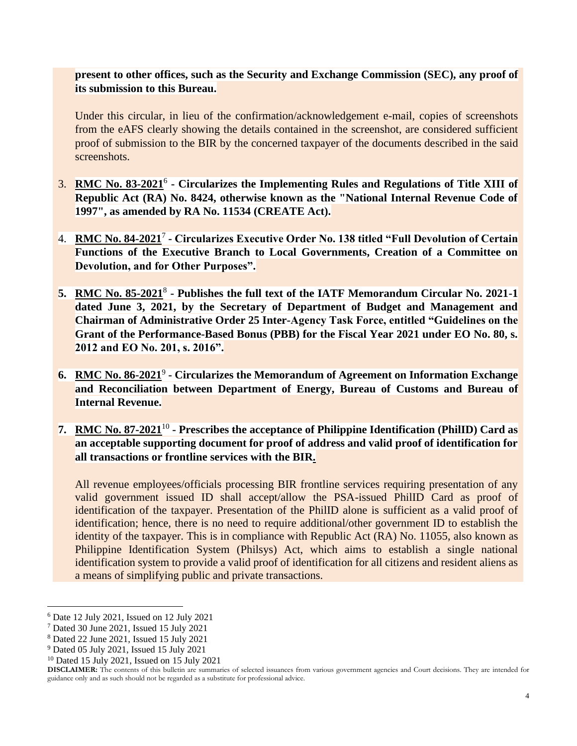**present to other offices, such as the Security and Exchange Commission (SEC), any proof of its submission to this Bureau.**

Under this circular, in lieu of the confirmation/acknowledgement e-mail, copies of screenshots from the eAFS clearly showing the details contained in the screenshot, are considered sufficient proof of submission to the BIR by the concerned taxpayer of the documents described in the said screenshots.

3. **RMC No. 83-2021[6] - Circularizes the Implementing Rules and Regulations of Title XIII of Republic Act (RA) No. 8424, otherwise known as the "National Internal Revenue Code of 1997", as amended by RA No. 11534 (CREATE Act).**

4. **RMC No. 84-2021[7] - Circularizes Executive Order No. 138 titled "Full Devolution of Certain Functions of the Executive Branch to Local Governments, Creation of a Committee on Devolution, and for Other Purposes".**

5. **RMC No. 85-2021[8] - Publishes the full text of the IATF Memorandum Circular No. 2021-1 dated June 3, 2021, by the Secretary of Department of Budget and Management and Chairman of Administrative Order 25 Inter-Agency Task Force, entitled "Guidelines on the Grant of the Performance-Based Bonus (PBB) for the Fiscal Year 2021 under EO No. 80, s. 2012 and EO No. 201, s. 2016".**

6. **RMC No. 86-2021[9] - Circularizes the Memorandum of Agreement on Information Exchange and Reconciliation between Department of Energy, Bureau of Customs and Bureau of Internal Revenue.**

7. **RMC No. 87-2021[10] - Prescribes the acceptance of Philippine Identification (PhilID) Card as an acceptable supporting document for proof of address and valid proof of identification for all transactions or frontline services with the BIR.**

   All revenue employees/officials processing BIR frontline services requiring presentation of any valid government issued ID shall accept/allow the PSA-issued PhilID Card as proof of identification of the taxpayer. Presentation of the PhilID alone is sufficient as a valid proof of identification; hence, there is no need to require additional/other government ID to establish the identity of the taxpayer. This is in compliance with Republic Act (RA) No. 11055, also known as Philippine Identification System (Philsys) Act, which aims to establish a single national identification system to provide a valid proof of identification for all citizens and resident aliens as a means of simplifying public and private transactions.

---

[6] Date 12 July 2021, Issued on 12 July 2021

[7] Dated 30 June 2021, Issued 15 July 2021

[8] Dated 22 June 2021, Issued 15 July 2021

[9] Dated 05 July 2021, Issued 15 July 2021

[10] Dated 15 July 2021, Issued on 15 July 2021

**DISCLAIMER:** The contents of this bulletin are summaries of selected issuances from various government agencies and Court decisions. They are intended for guidance only and as such should not be regarded as a substitute for professional advice.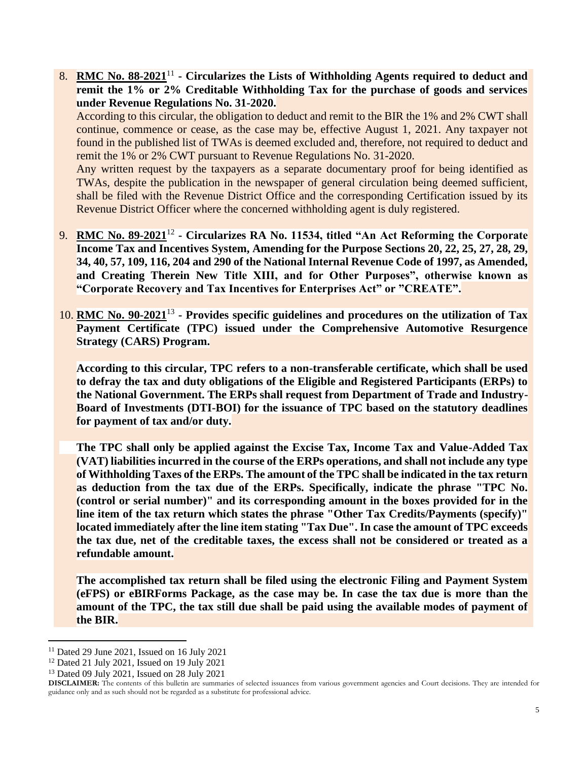8. **RMC No. 88-2021**[11] **- Circularizes the Lists of Withholding Agents required to deduct and remit the 1% or 2% Creditable Withholding Tax for the purchase of goods and services under Revenue Regulations No. 31-2020.**

   According to this circular, the obligation to deduct and remit to the BIR the 1% and 2% CWT shall continue, commence or cease, as the case may be, effective August 1, 2021. Any taxpayer not found in the published list of TWAs is deemed excluded and, therefore, not required to deduct and remit the 1% or 2% CWT pursuant to Revenue Regulations No. 31-2020.

   Any written request by the taxpayers as a separate documentary proof for being identified as TWAs, despite the publication in the newspaper of general circulation being deemed sufficient, shall be filed with the Revenue District Office and the corresponding Certification issued by its Revenue District Officer where the concerned withholding agent is duly registered.

9. **RMC No. 89-2021**[12] **- Circularizes RA No. 11534, titled "An Act Reforming the Corporate Income Tax and Incentives System, Amending for the Purpose Sections 20, 22, 25, 27, 28, 29, 34, 40, 57, 109, 116, 204 and 290 of the National Internal Revenue Code of 1997, as Amended, and Creating Therein New Title XIII, and for Other Purposes", otherwise known as "Corporate Recovery and Tax Incentives for Enterprises Act" or "CREATE".**

10. **RMC No. 90-2021**[13] **- Provides specific guidelines and procedures on the utilization of Tax Payment Certificate (TPC) issued under the Comprehensive Automotive Resurgence Strategy (CARS) Program.**

    **According to this circular, TPC refers to a non-transferable certificate, which shall be used to defray the tax and duty obligations of the Eligible and Registered Participants (ERPs) to the National Government. The ERPs shall request from Department of Trade and Industry-Board of Investments (DTI-BOI) for the issuance of TPC based on the statutory deadlines for payment of tax and/or duty.**

    **The TPC shall only be applied against the Excise Tax, Income Tax and Value-Added Tax (VAT) liabilities incurred in the course of the ERPs operations, and shall not include any type of Withholding Taxes of the ERPs. The amount of the TPC shall be indicated in the tax return as deduction from the tax due of the ERPs. Specifically, indicate the phrase "TPC No. (control or serial number)" and its corresponding amount in the boxes provided for in the line item of the tax return which states the phrase "Other Tax Credits/Payments (specify)" located immediately after the line item stating "Tax Due". In case the amount of TPC exceeds the tax due, net of the creditable taxes, the excess shall not be considered or treated as a refundable amount.**

    **The accomplished tax return shall be filed using the electronic Filing and Payment System (eFPS) or eBIRForms Package, as the case may be. In case the tax due is more than the amount of the TPC, the tax still due shall be paid using the available modes of payment of the BIR.**

---

[11] Dated 29 June 2021, Issued on 16 July 2021

[12] Dated 21 July 2021, Issued on 19 July 2021

[13] Dated 09 July 2021, Issued on 28 July 2021

**DISCLAIMER:** The contents of this bulletin are summaries of selected issuances from various government agencies and Court decisions. They are intended for guidance only and as such should not be regarded as a substitute for professional advice.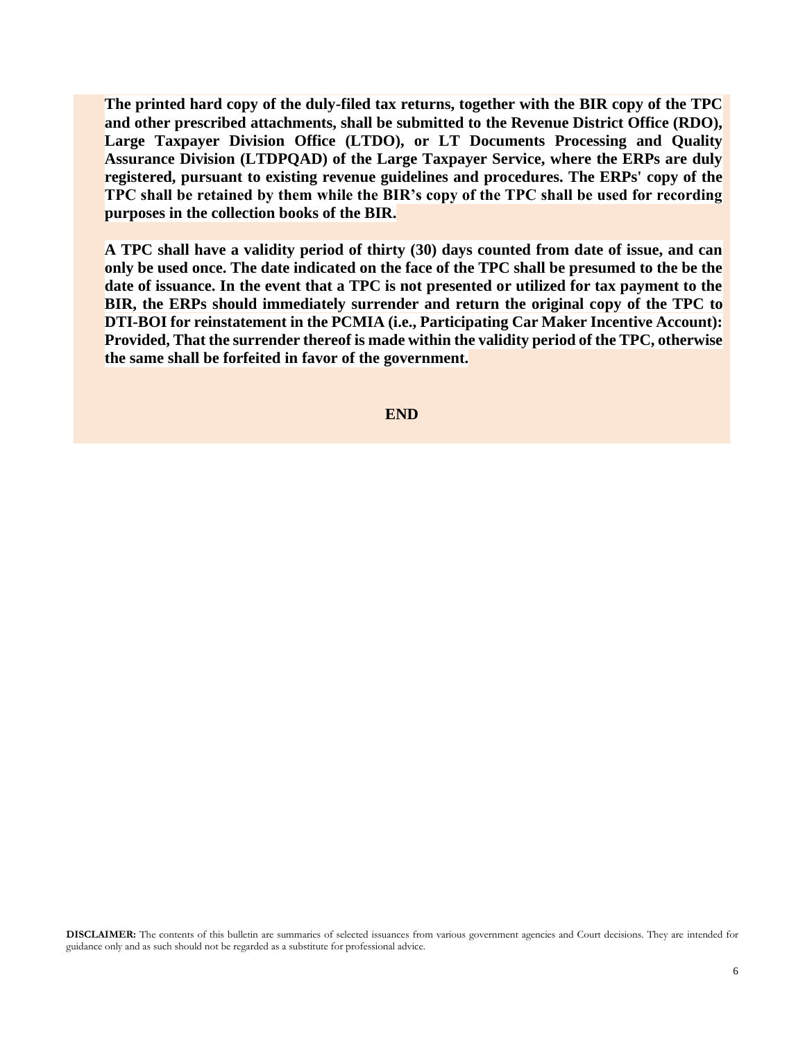**The printed hard copy of the duly-filed tax returns, together with the BIR copy of the TPC and other prescribed attachments, shall be submitted to the Revenue District Office (RDO), Large Taxpayer Division Office (LTDO), or LT Documents Processing and Quality Assurance Division (LTDPQAD) of the Large Taxpayer Service, where the ERPs are duly registered, pursuant to existing revenue guidelines and procedures. The ERPs' copy of the TPC shall be retained by them while the BIR's copy of the TPC shall be used for recording purposes in the collection books of the BIR.**

**A TPC shall have a validity period of thirty (30) days counted from date of issue, and can only be used once. The date indicated on the face of the TPC shall be presumed to the be the date of issuance. In the event that a TPC is not presented or utilized for tax payment to the BIR, the ERPs should immediately surrender and return the original copy of the TPC to DTI-BOI for reinstatement in the PCMIA (i.e., Participating Car Maker Incentive Account): Provided, That the surrender thereof is made within the validity period of the TPC, otherwise the same shall be forfeited in favor of the government.**

**END**

**DISCLAIMER:** The contents of this bulletin are summaries of selected issuances from various government agencies and Court decisions. They are intended for guidance only and as such should not be regarded as a substitute for professional advice.